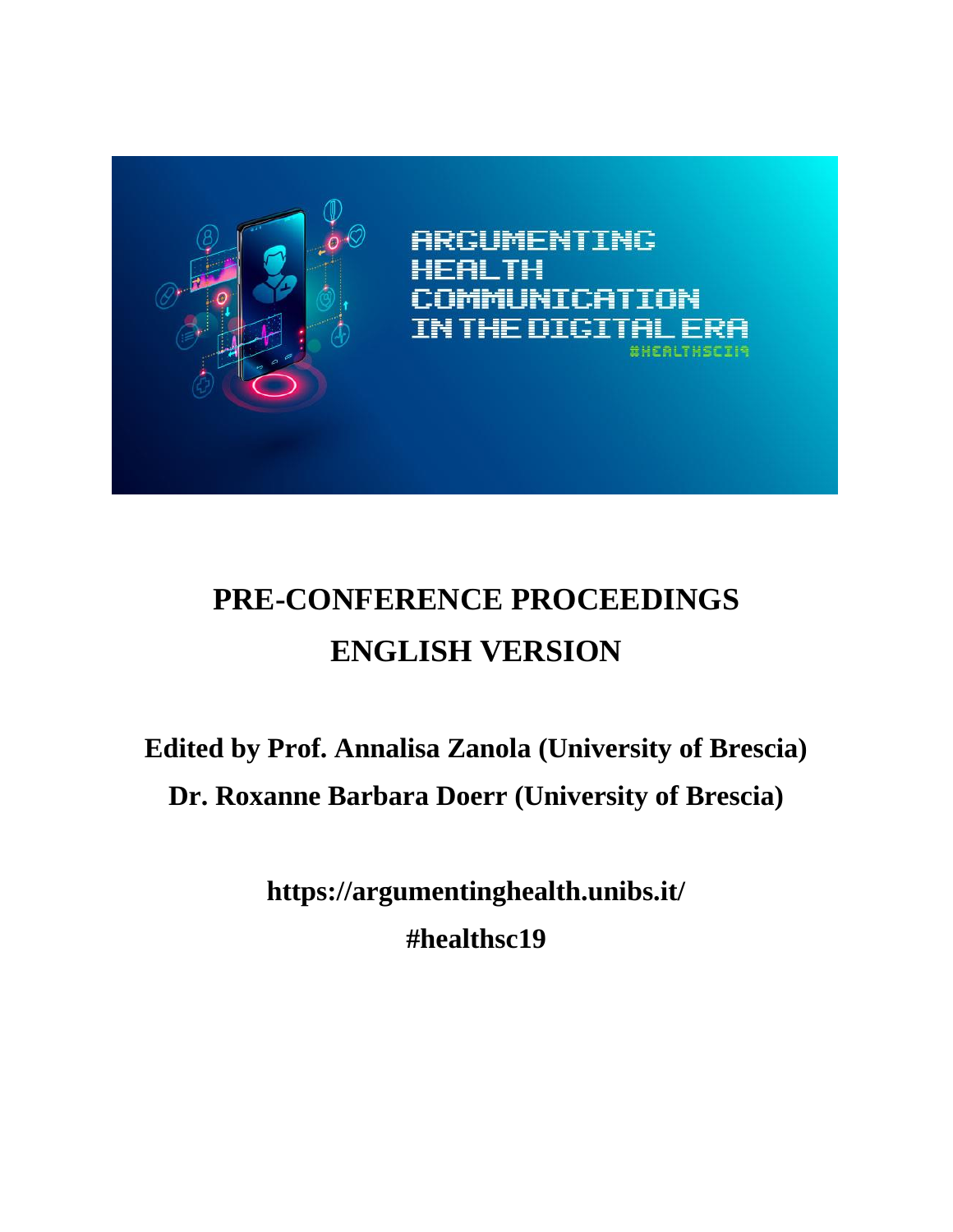ARGUMENTING HEALTH COMMUNICATION IN THE DIGITAL ERA

#HEALTHSC19

# PRE-CONFERENCE PROCEEDINGS

# ENGLISH VERSION

**Edited by Prof. Annalisa Zanola (University of Brescia)**

**Dr. Roxanne Barbara Doerr (University of Brescia)**

**https://argumentinghealth.unibs.it/**

**#healthsc19**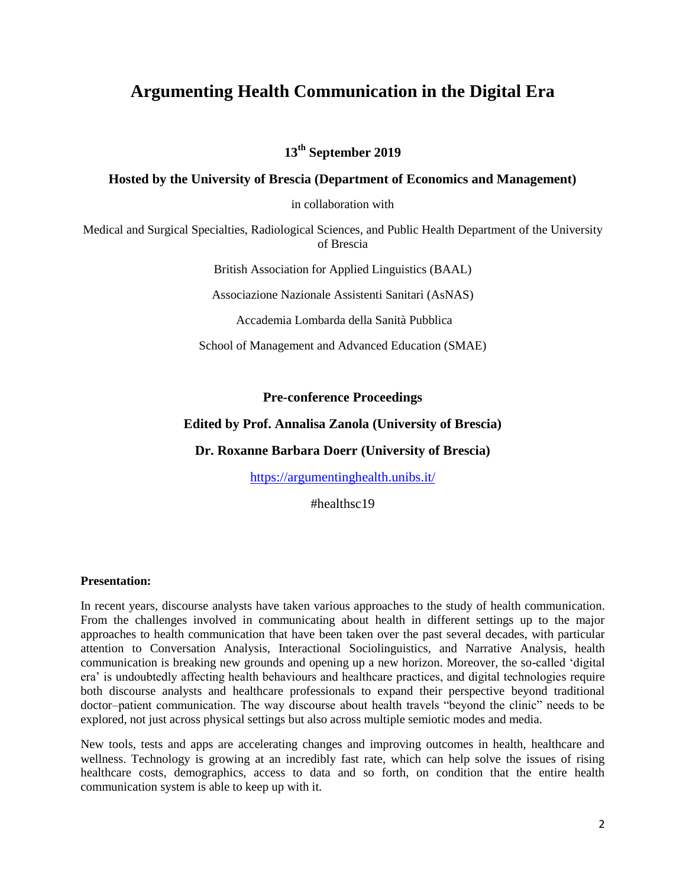# Argumenting Health Communication in the Digital Era

**13th September 2019**

**Hosted by the University of Brescia (Department of Economics and Management)**

in collaboration with

Medical and Surgical Specialties, Radiological Sciences, and Public Health Department of the University of Brescia

British Association for Applied Linguistics (BAAL)

Associazione Nazionale Assistenti Sanitari (AsNAS)

Accademia Lombarda della Sanità Pubblica

School of Management and Advanced Education (SMAE)

**Pre-conference Proceedings**

**Edited by Prof. Annalisa Zanola (University of Brescia)**

**Dr. Roxanne Barbara Doerr (University of Brescia)**

https://argumentinghealth.unibs.it/

#healthsc19

**Presentation:**

In recent years, discourse analysts have taken various approaches to the study of health communication. From the challenges involved in communicating about health in different settings up to the major approaches to health communication that have been taken over the past several decades, with particular attention to Conversation Analysis, Interactional Sociolinguistics, and Narrative Analysis, health communication is breaking new grounds and opening up a new horizon. Moreover, the so-called 'digital era' is undoubtedly affecting health behaviours and healthcare practices, and digital technologies require both discourse analysts and healthcare professionals to expand their perspective beyond traditional doctor–patient communication. The way discourse about health travels "beyond the clinic" needs to be explored, not just across physical settings but also across multiple semiotic modes and media.

New tools, tests and apps are accelerating changes and improving outcomes in health, healthcare and wellness. Technology is growing at an incredibly fast rate, which can help solve the issues of rising healthcare costs, demographics, access to data and so forth, on condition that the entire health communication system is able to keep up with it.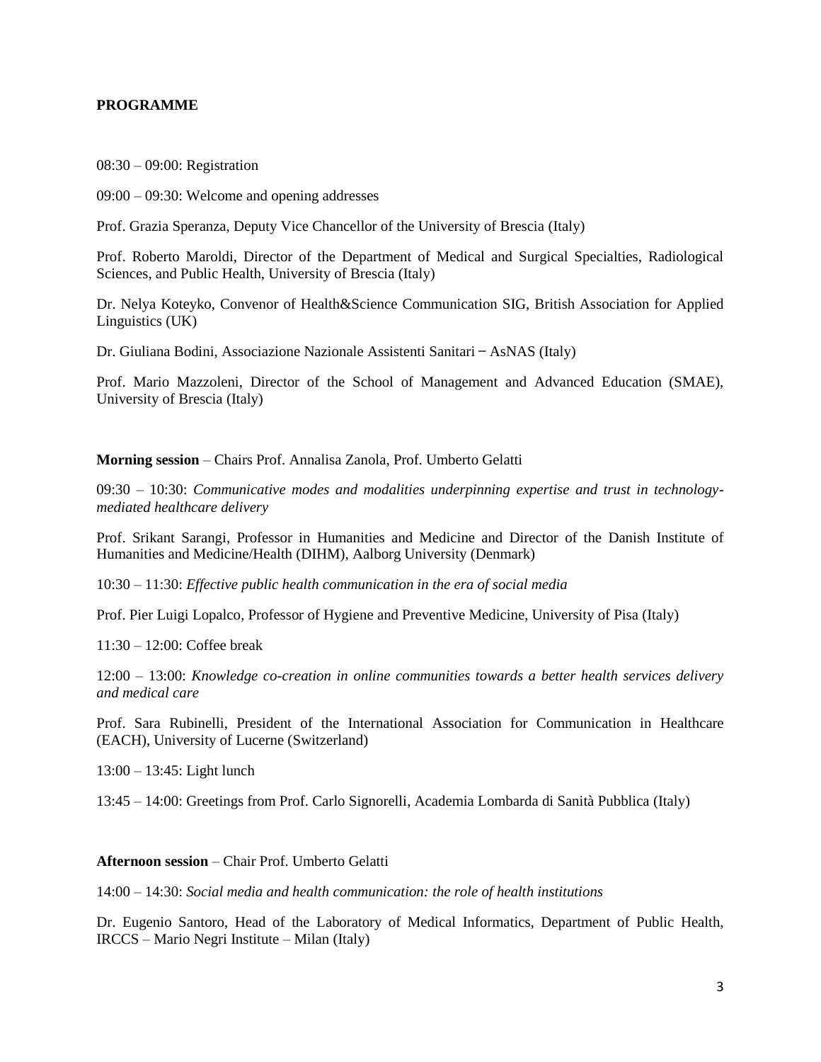**PROGRAMME**

08:30 – 09:00: Registration

09:00 – 09:30: Welcome and opening addresses

Prof. Grazia Speranza, Deputy Vice Chancellor of the University of Brescia (Italy)

Prof. Roberto Maroldi, Director of the Department of Medical and Surgical Specialties, Radiological Sciences, and Public Health, University of Brescia (Italy)

Dr. Nelya Koteyko, Convenor of Health&Science Communication SIG, British Association for Applied Linguistics (UK)

Dr. Giuliana Bodini, Associazione Nazionale Assistenti Sanitari – AsNAS (Italy)

Prof. Mario Mazzoleni, Director of the School of Management and Advanced Education (SMAE), University of Brescia (Italy)

**Morning session** – Chairs Prof. Annalisa Zanola, Prof. Umberto Gelatti

09:30 – 10:30: *Communicative modes and modalities underpinning expertise and trust in technology-mediated healthcare delivery*

Prof. Srikant Sarangi, Professor in Humanities and Medicine and Director of the Danish Institute of Humanities and Medicine/Health (DIHM), Aalborg University (Denmark)

10:30 – 11:30: *Effective public health communication in the era of social media*

Prof. Pier Luigi Lopalco, Professor of Hygiene and Preventive Medicine, University of Pisa (Italy)

11:30 – 12:00: Coffee break

12:00 – 13:00: *Knowledge co-creation in online communities towards a better health services delivery and medical care*

Prof. Sara Rubinelli, President of the International Association for Communication in Healthcare (EACH), University of Lucerne (Switzerland)

13:00 – 13:45: Light lunch

13:45 – 14:00: Greetings from Prof. Carlo Signorelli, Academia Lombarda di Sanità Pubblica (Italy)

**Afternoon session** – Chair Prof. Umberto Gelatti

14:00 – 14:30: *Social media and health communication: the role of health institutions*

Dr. Eugenio Santoro, Head of the Laboratory of Medical Informatics, Department of Public Health, IRCCS – Mario Negri Institute – Milan (Italy)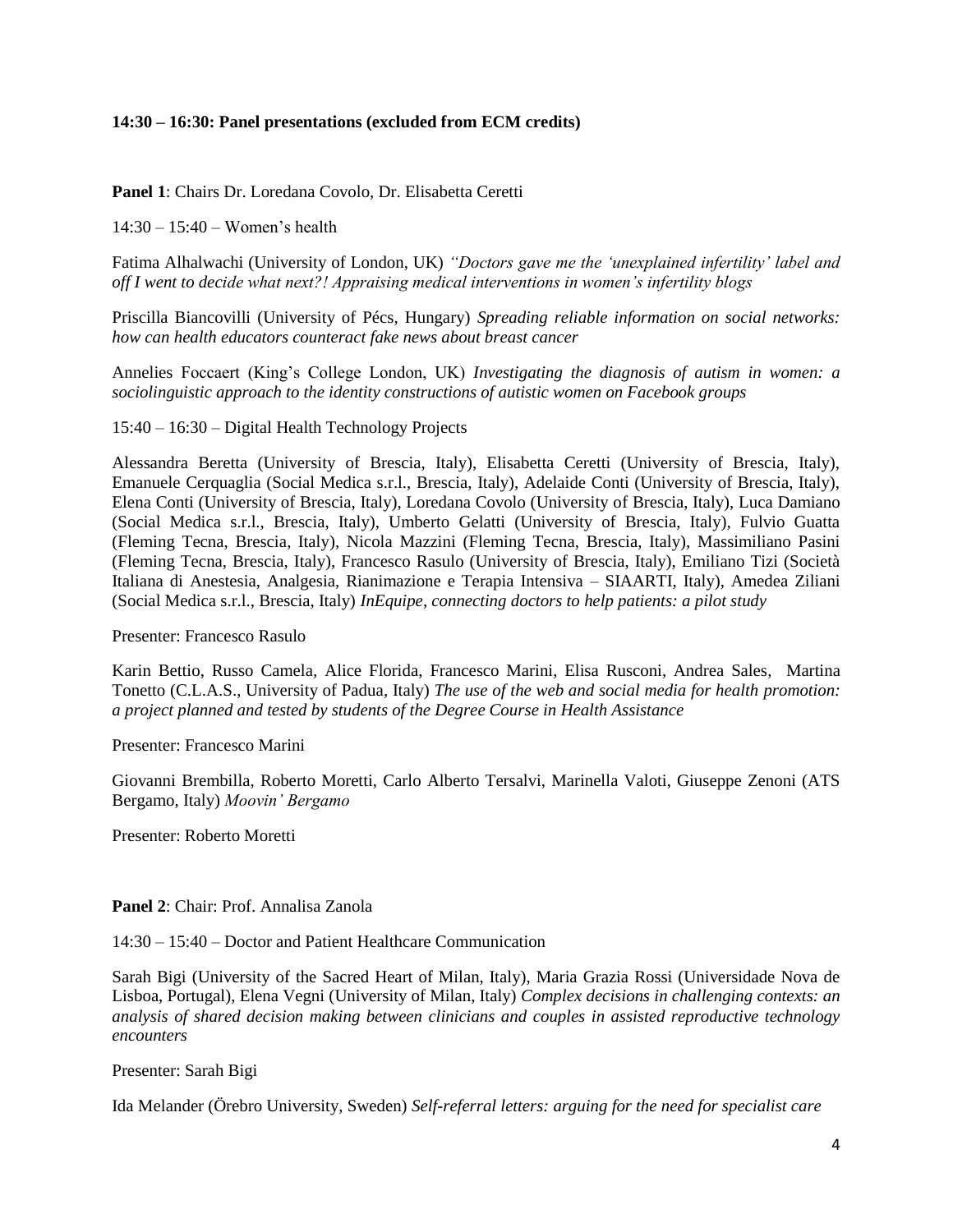**14:30 – 16:30: Panel presentations (excluded from ECM credits)**

**Panel 1**: Chairs Dr. Loredana Covolo, Dr. Elisabetta Ceretti

14:30 – 15:40 – Women's health

Fatima Alhalwachi (University of London, UK) *"Doctors gave me the 'unexplained infertility' label and off I went to decide what next?! Appraising medical interventions in women's infertility blogs*

Priscilla Biancovilli (University of Pécs, Hungary) *Spreading reliable information on social networks: how can health educators counteract fake news about breast cancer*

Annelies Foccaert (King's College London, UK) *Investigating the diagnosis of autism in women: a sociolinguistic approach to the identity constructions of autistic women on Facebook groups*

15:40 – 16:30 – Digital Health Technology Projects

Alessandra Beretta (University of Brescia, Italy), Elisabetta Ceretti (University of Brescia, Italy), Emanuele Cerquaglia (Social Medica s.r.l., Brescia, Italy), Adelaide Conti (University of Brescia, Italy), Elena Conti (University of Brescia, Italy), Loredana Covolo (University of Brescia, Italy), Luca Damiano (Social Medica s.r.l., Brescia, Italy), Umberto Gelatti (University of Brescia, Italy), Fulvio Guatta (Fleming Tecna, Brescia, Italy), Nicola Mazzini (Fleming Tecna, Brescia, Italy), Massimiliano Pasini (Fleming Tecna, Brescia, Italy), Francesco Rasulo (University of Brescia, Italy), Emiliano Tizi (Società Italiana di Anestesia, Analgesia, Rianimazione e Terapia Intensiva – SIAARTI, Italy), Amedea Ziliani (Social Medica s.r.l., Brescia, Italy) *InEquipe, connecting doctors to help patients: a pilot study*

Presenter: Francesco Rasulo

Karin Bettio, Russo Camela, Alice Florida, Francesco Marini, Elisa Rusconi, Andrea Sales, Martina Tonetto (C.L.A.S., University of Padua, Italy) *The use of the web and social media for health promotion: a project planned and tested by students of the Degree Course in Health Assistance*

Presenter: Francesco Marini

Giovanni Brembilla, Roberto Moretti, Carlo Alberto Tersalvi, Marinella Valoti, Giuseppe Zenoni (ATS Bergamo, Italy) *Moovin' Bergamo*

Presenter: Roberto Moretti

**Panel 2**: Chair: Prof. Annalisa Zanola

14:30 – 15:40 – Doctor and Patient Healthcare Communication

Sarah Bigi (University of the Sacred Heart of Milan, Italy), Maria Grazia Rossi (Universidade Nova de Lisboa, Portugal), Elena Vegni (University of Milan, Italy) *Complex decisions in challenging contexts: an analysis of shared decision making between clinicians and couples in assisted reproductive technology encounters*

Presenter: Sarah Bigi

Ida Melander (Örebro University, Sweden) *Self-referral letters: arguing for the need for specialist care*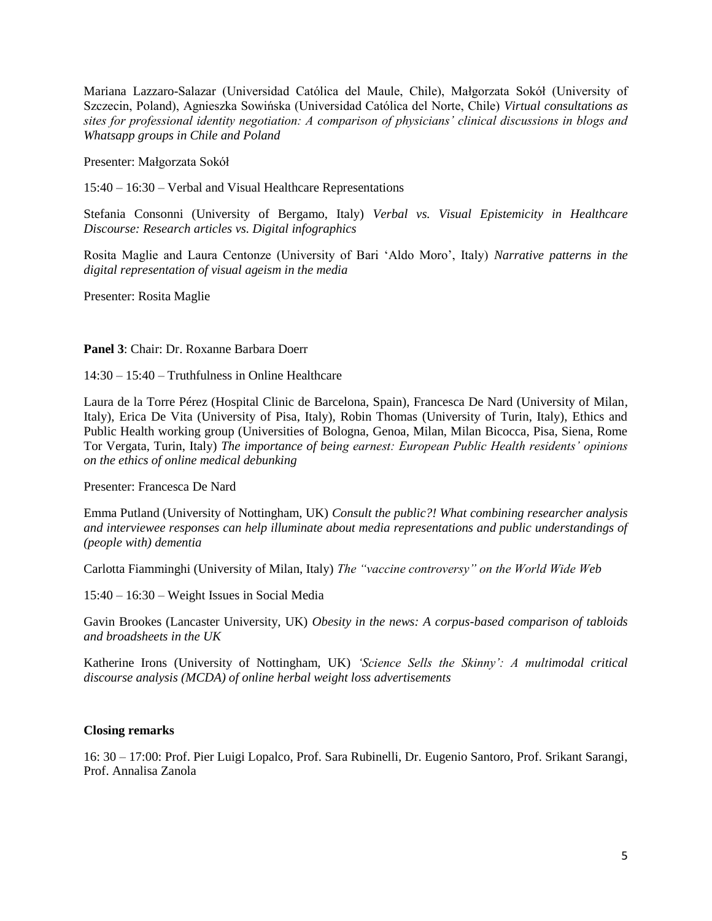Mariana Lazzaro-Salazar (Universidad Católica del Maule, Chile), Małgorzata Sokół (University of Szczecin, Poland), Agnieszka Sowińska (Universidad Católica del Norte, Chile) *Virtual consultations as sites for professional identity negotiation: A comparison of physicians' clinical discussions in blogs and Whatsapp groups in Chile and Poland*

Presenter: Małgorzata Sokół

15:40 – 16:30 – Verbal and Visual Healthcare Representations

Stefania Consonni (University of Bergamo, Italy) *Verbal vs. Visual Epistemicity in Healthcare Discourse: Research articles vs. Digital infographics*

Rosita Maglie and Laura Centonze (University of Bari 'Aldo Moro', Italy) *Narrative patterns in the digital representation of visual ageism in the media*

Presenter: Rosita Maglie

**Panel 3**: Chair: Dr. Roxanne Barbara Doerr

14:30 – 15:40 – Truthfulness in Online Healthcare

Laura de la Torre Pérez (Hospital Clinic de Barcelona, Spain), Francesca De Nard (University of Milan, Italy), Erica De Vita (University of Pisa, Italy), Robin Thomas (University of Turin, Italy), Ethics and Public Health working group (Universities of Bologna, Genoa, Milan, Milan Bicocca, Pisa, Siena, Rome Tor Vergata, Turin, Italy) *The importance of being earnest: European Public Health residents' opinions on the ethics of online medical debunking*

Presenter: Francesca De Nard

Emma Putland (University of Nottingham, UK) *Consult the public?! What combining researcher analysis and interviewee responses can help illuminate about media representations and public understandings of (people with) dementia*

Carlotta Fiamminghi (University of Milan, Italy) *The "vaccine controversy" on the World Wide Web*

15:40 – 16:30 – Weight Issues in Social Media

Gavin Brookes (Lancaster University, UK) *Obesity in the news: A corpus-based comparison of tabloids and broadsheets in the UK*

Katherine Irons (University of Nottingham, UK) *'Science Sells the Skinny': A multimodal critical discourse analysis (MCDA) of online herbal weight loss advertisements*

**Closing remarks**

16: 30 – 17:00: Prof. Pier Luigi Lopalco, Prof. Sara Rubinelli, Dr. Eugenio Santoro, Prof. Srikant Sarangi, Prof. Annalisa Zanola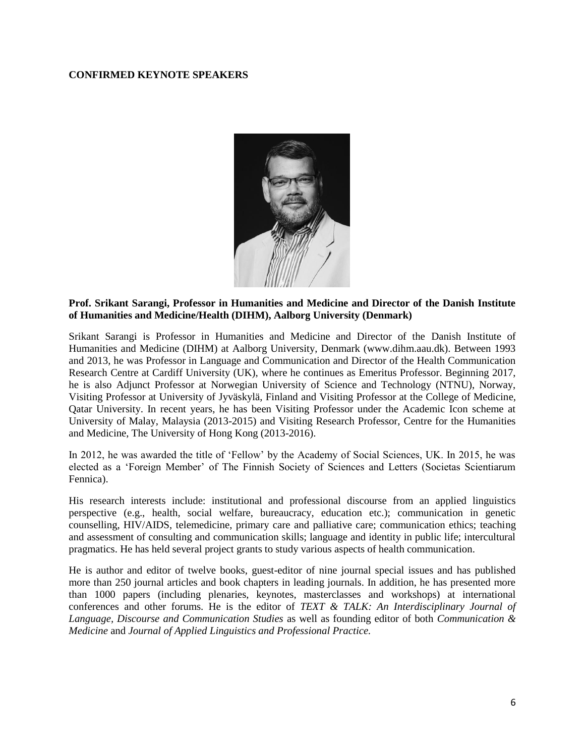**CONFIRMED KEYNOTE SPEAKERS**

**Prof. Srikant Sarangi, Professor in Humanities and Medicine and Director of the Danish Institute of Humanities and Medicine/Health (DIHM), Aalborg University (Denmark)**

Srikant Sarangi is Professor in Humanities and Medicine and Director of the Danish Institute of Humanities and Medicine (DIHM) at Aalborg University, Denmark (www.dihm.aau.dk). Between 1993 and 2013, he was Professor in Language and Communication and Director of the Health Communication Research Centre at Cardiff University (UK), where he continues as Emeritus Professor. Beginning 2017, he is also Adjunct Professor at Norwegian University of Science and Technology (NTNU), Norway, Visiting Professor at University of Jyväskylä, Finland and Visiting Professor at the College of Medicine, Qatar University. In recent years, he has been Visiting Professor under the Academic Icon scheme at University of Malay, Malaysia (2013-2015) and Visiting Research Professor, Centre for the Humanities and Medicine, The University of Hong Kong (2013-2016).

In 2012, he was awarded the title of 'Fellow' by the Academy of Social Sciences, UK. In 2015, he was elected as a 'Foreign Member' of The Finnish Society of Sciences and Letters (Societas Scientiarum Fennica).

His research interests include: institutional and professional discourse from an applied linguistics perspective (e.g., health, social welfare, bureaucracy, education etc.); communication in genetic counselling, HIV/AIDS, telemedicine, primary care and palliative care; communication ethics; teaching and assessment of consulting and communication skills; language and identity in public life; intercultural pragmatics. He has held several project grants to study various aspects of health communication.

He is author and editor of twelve books, guest-editor of nine journal special issues and has published more than 250 journal articles and book chapters in leading journals. In addition, he has presented more than 1000 papers (including plenaries, keynotes, masterclasses and workshops) at international conferences and other forums. He is the editor of *TEXT & TALK: An Interdisciplinary Journal of Language, Discourse and Communication Studies* as well as founding editor of both *Communication & Medicine* and *Journal of Applied Linguistics and Professional Practice.*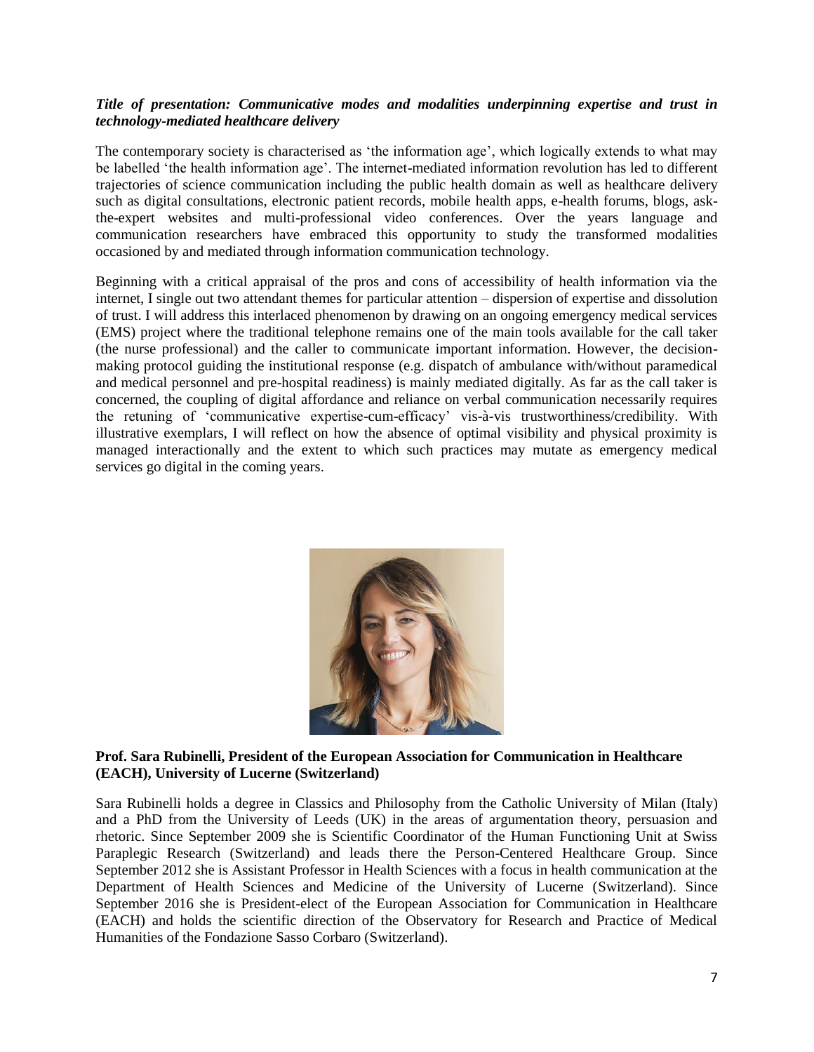***Title of presentation: Communicative modes and modalities underpinning expertise and trust in technology-mediated healthcare delivery***

The contemporary society is characterised as 'the information age', which logically extends to what may be labelled 'the health information age'. The internet-mediated information revolution has led to different trajectories of science communication including the public health domain as well as healthcare delivery such as digital consultations, electronic patient records, mobile health apps, e-health forums, blogs, ask-the-expert websites and multi-professional video conferences. Over the years language and communication researchers have embraced this opportunity to study the transformed modalities occasioned by and mediated through information communication technology.

Beginning with a critical appraisal of the pros and cons of accessibility of health information via the internet, I single out two attendant themes for particular attention – dispersion of expertise and dissolution of trust. I will address this interlaced phenomenon by drawing on an ongoing emergency medical services (EMS) project where the traditional telephone remains one of the main tools available for the call taker (the nurse professional) and the caller to communicate important information. However, the decision-making protocol guiding the institutional response (e.g. dispatch of ambulance with/without paramedical and medical personnel and pre-hospital readiness) is mainly mediated digitally. As far as the call taker is concerned, the coupling of digital affordance and reliance on verbal communication necessarily requires the retuning of 'communicative expertise-cum-efficacy' vis-à-vis trustworthiness/credibility. With illustrative exemplars, I will reflect on how the absence of optimal visibility and physical proximity is managed interactionally and the extent to which such practices may mutate as emergency medical services go digital in the coming years.

**Prof. Sara Rubinelli, President of the European Association for Communication in Healthcare (EACH), University of Lucerne (Switzerland)**

Sara Rubinelli holds a degree in Classics and Philosophy from the Catholic University of Milan (Italy) and a PhD from the University of Leeds (UK) in the areas of argumentation theory, persuasion and rhetoric. Since September 2009 she is Scientific Coordinator of the Human Functioning Unit at Swiss Paraplegic Research (Switzerland) and leads there the Person-Centered Healthcare Group. Since September 2012 she is Assistant Professor in Health Sciences with a focus in health communication at the Department of Health Sciences and Medicine of the University of Lucerne (Switzerland). Since September 2016 she is President-elect of the European Association for Communication in Healthcare (EACH) and holds the scientific direction of the Observatory for Research and Practice of Medical Humanities of the Fondazione Sasso Corbaro (Switzerland).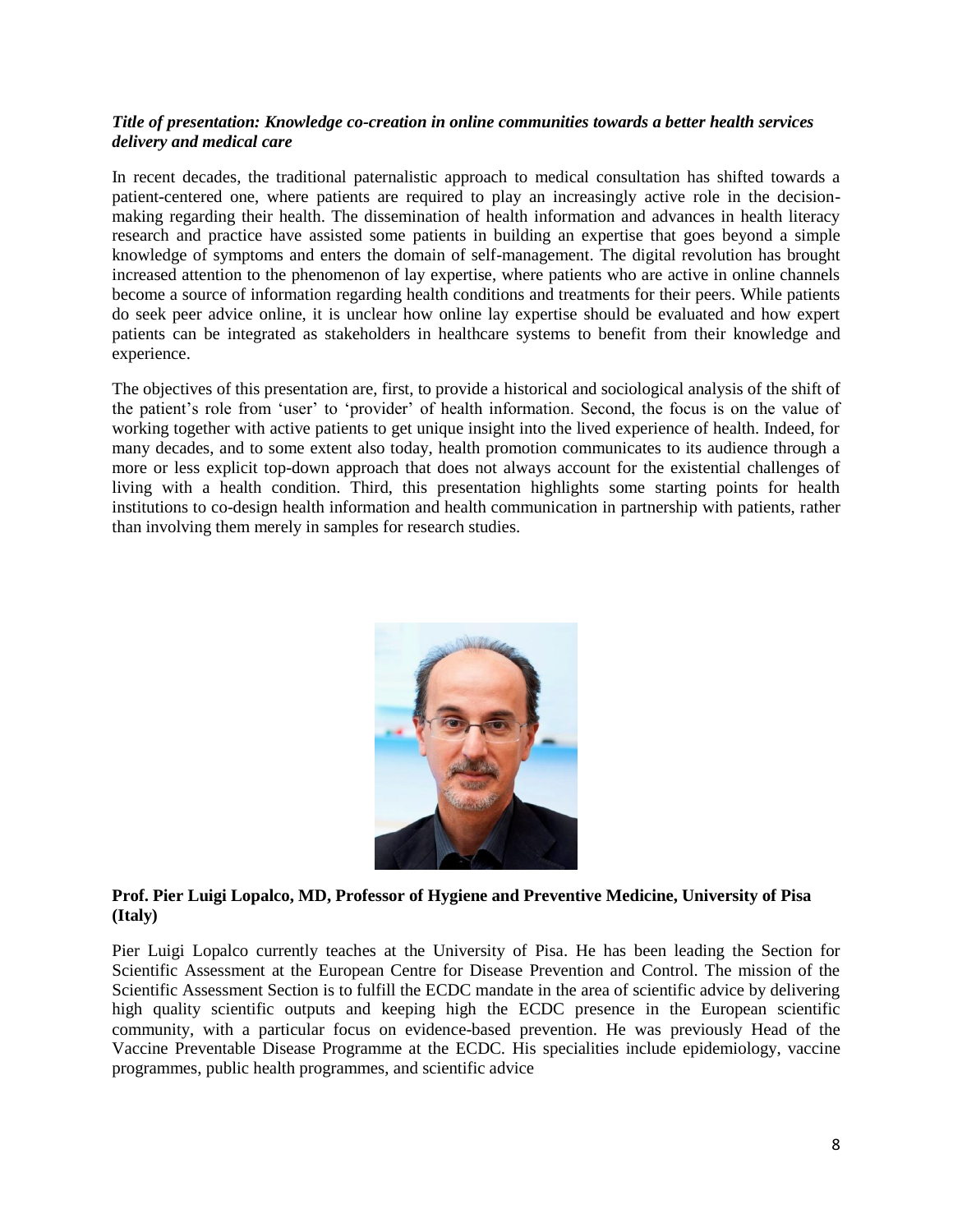***Title of presentation: Knowledge co-creation in online communities towards a better health services delivery and medical care***

In recent decades, the traditional paternalistic approach to medical consultation has shifted towards a patient-centered one, where patients are required to play an increasingly active role in the decision-making regarding their health. The dissemination of health information and advances in health literacy research and practice have assisted some patients in building an expertise that goes beyond a simple knowledge of symptoms and enters the domain of self-management. The digital revolution has brought increased attention to the phenomenon of lay expertise, where patients who are active in online channels become a source of information regarding health conditions and treatments for their peers. While patients do seek peer advice online, it is unclear how online lay expertise should be evaluated and how expert patients can be integrated as stakeholders in healthcare systems to benefit from their knowledge and experience.

The objectives of this presentation are, first, to provide a historical and sociological analysis of the shift of the patient's role from 'user' to 'provider' of health information. Second, the focus is on the value of working together with active patients to get unique insight into the lived experience of health. Indeed, for many decades, and to some extent also today, health promotion communicates to its audience through a more or less explicit top-down approach that does not always account for the existential challenges of living with a health condition. Third, this presentation highlights some starting points for health institutions to co-design health information and health communication in partnership with patients, rather than involving them merely in samples for research studies.

**Prof. Pier Luigi Lopalco, MD, Professor of Hygiene and Preventive Medicine, University of Pisa (Italy)**

Pier Luigi Lopalco currently teaches at the University of Pisa. He has been leading the Section for Scientific Assessment at the European Centre for Disease Prevention and Control. The mission of the Scientific Assessment Section is to fulfill the ECDC mandate in the area of scientific advice by delivering high quality scientific outputs and keeping high the ECDC presence in the European scientific community, with a particular focus on evidence-based prevention. He was previously Head of the Vaccine Preventable Disease Programme at the ECDC. His specialities include epidemiology, vaccine programmes, public health programmes, and scientific advice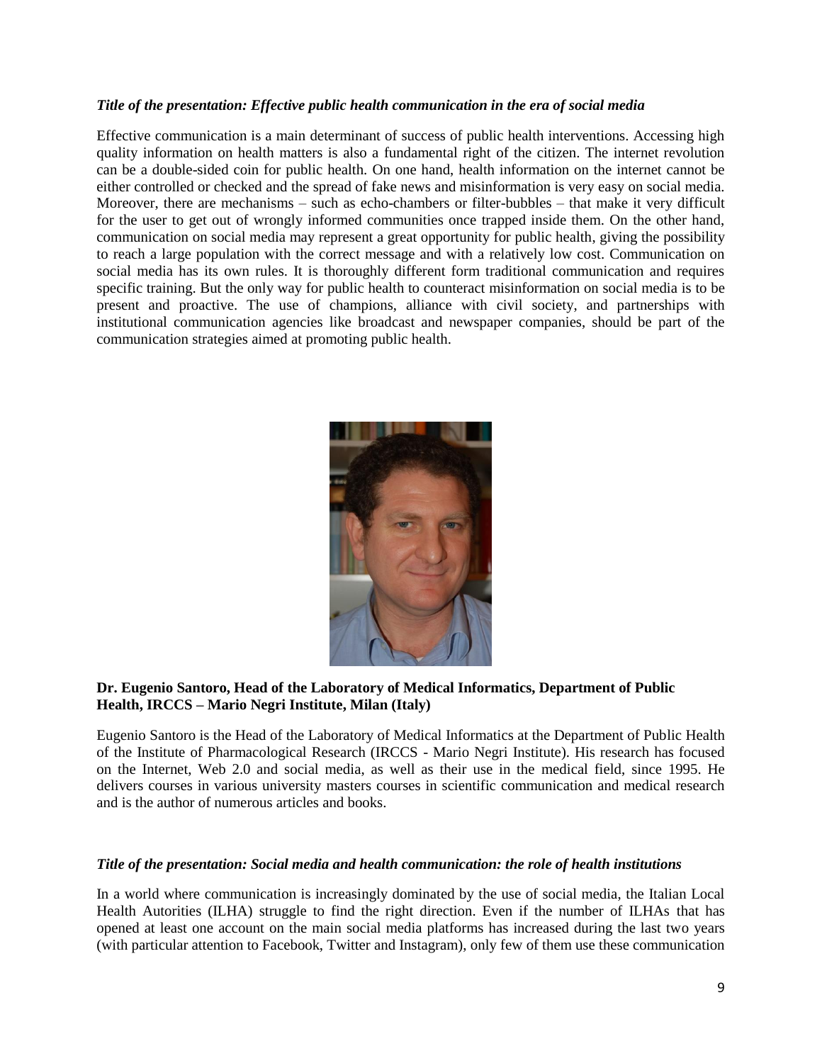***Title of the presentation: Effective public health communication in the era of social media***

Effective communication is a main determinant of success of public health interventions. Accessing high quality information on health matters is also a fundamental right of the citizen. The internet revolution can be a double-sided coin for public health. On one hand, health information on the internet cannot be either controlled or checked and the spread of fake news and misinformation is very easy on social media. Moreover, there are mechanisms – such as echo-chambers or filter-bubbles – that make it very difficult for the user to get out of wrongly informed communities once trapped inside them. On the other hand, communication on social media may represent a great opportunity for public health, giving the possibility to reach a large population with the correct message and with a relatively low cost. Communication on social media has its own rules. It is thoroughly different form traditional communication and requires specific training. But the only way for public health to counteract misinformation on social media is to be present and proactive. The use of champions, alliance with civil society, and partnerships with institutional communication agencies like broadcast and newspaper companies, should be part of the communication strategies aimed at promoting public health.

**Dr. Eugenio Santoro, Head of the Laboratory of Medical Informatics, Department of Public Health, IRCCS – Mario Negri Institute, Milan (Italy)**

Eugenio Santoro is the Head of the Laboratory of Medical Informatics at the Department of Public Health of the Institute of Pharmacological Research (IRCCS - Mario Negri Institute). His research has focused on the Internet, Web 2.0 and social media, as well as their use in the medical field, since 1995. He delivers courses in various university masters courses in scientific communication and medical research and is the author of numerous articles and books.

***Title of the presentation: Social media and health communication: the role of health institutions***

In a world where communication is increasingly dominated by the use of social media, the Italian Local Health Autorities (ILHA) struggle to find the right direction. Even if the number of ILHAs that has opened at least one account on the main social media platforms has increased during the last two years (with particular attention to Facebook, Twitter and Instagram), only few of them use these communication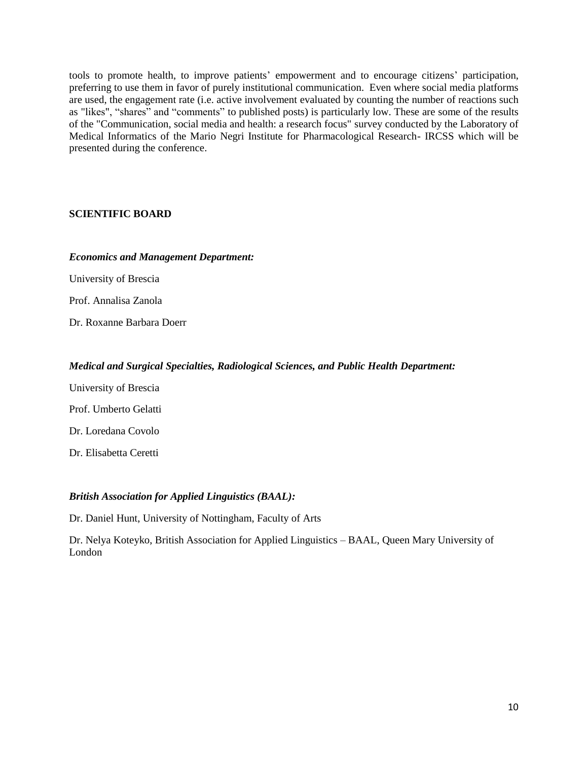tools to promote health, to improve patients' empowerment and to encourage citizens' participation, preferring to use them in favor of purely institutional communication. Even where social media platforms are used, the engagement rate (i.e. active involvement evaluated by counting the number of reactions such as "likes", "shares" and "comments" to published posts) is particularly low. These are some of the results of the "Communication, social media and health: a research focus" survey conducted by the Laboratory of Medical Informatics of the Mario Negri Institute for Pharmacological Research- IRCSS which will be presented during the conference.

**SCIENTIFIC BOARD**

***Economics and Management Department:***

University of Brescia

Prof. Annalisa Zanola

Dr. Roxanne Barbara Doerr

***Medical and Surgical Specialties, Radiological Sciences, and Public Health Department:***

University of Brescia

Prof. Umberto Gelatti

Dr. Loredana Covolo

Dr. Elisabetta Ceretti

***British Association for Applied Linguistics (BAAL):***

Dr. Daniel Hunt, University of Nottingham, Faculty of Arts

Dr. Nelya Koteyko, British Association for Applied Linguistics – BAAL, Queen Mary University of London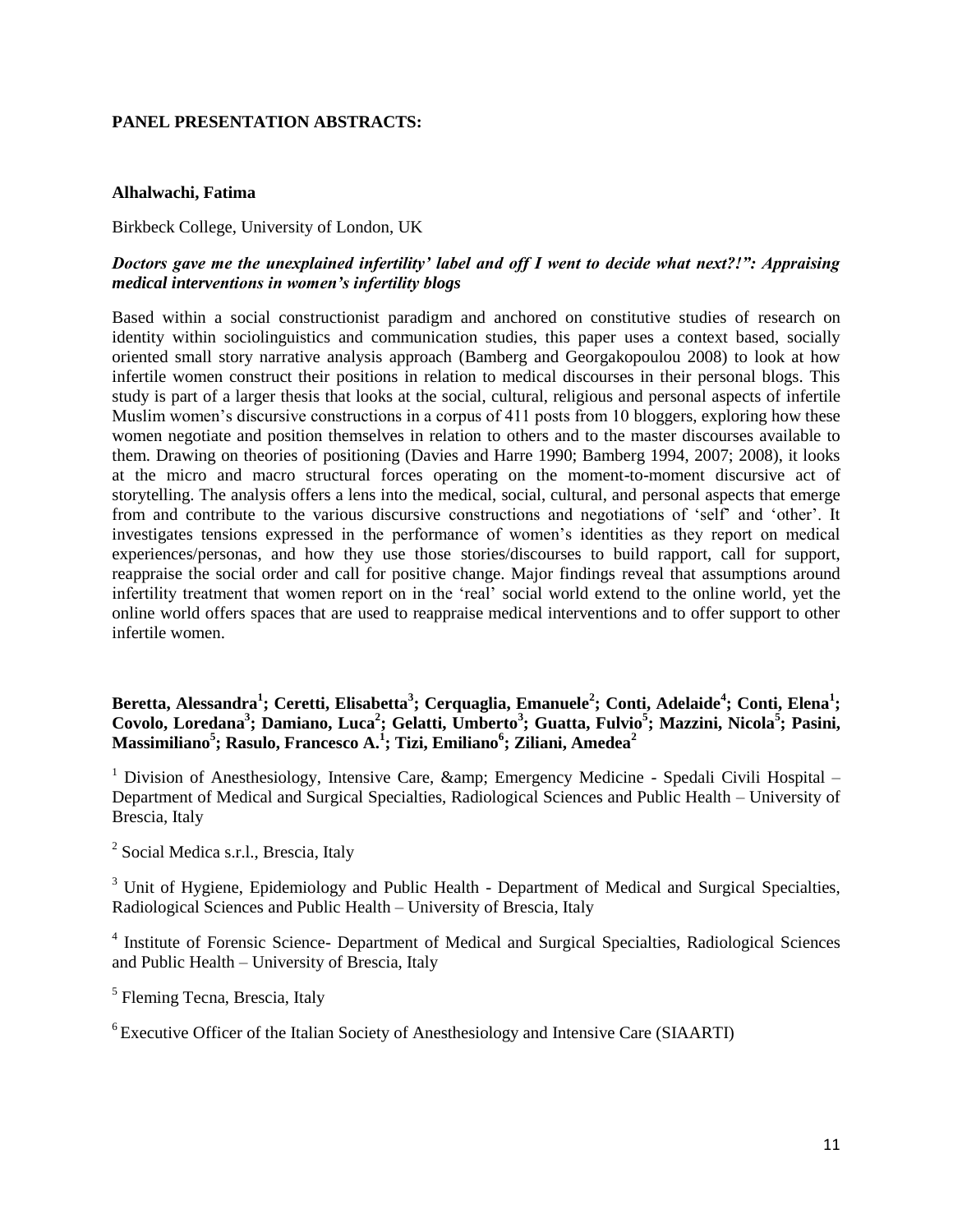**PANEL PRESENTATION ABSTRACTS:**

**Alhalwachi, Fatima**

Birkbeck College, University of London, UK

***Doctors gave me the unexplained infertility' label and off I went to decide what next?!": Appraising medical interventions in women's infertility blogs***

Based within a social constructionist paradigm and anchored on constitutive studies of research on identity within sociolinguistics and communication studies, this paper uses a context based, socially oriented small story narrative analysis approach (Bamberg and Georgakopoulou 2008) to look at how infertile women construct their positions in relation to medical discourses in their personal blogs. This study is part of a larger thesis that looks at the social, cultural, religious and personal aspects of infertile Muslim women's discursive constructions in a corpus of 411 posts from 10 bloggers, exploring how these women negotiate and position themselves in relation to others and to the master discourses available to them. Drawing on theories of positioning (Davies and Harre 1990; Bamberg 1994, 2007; 2008), it looks at the micro and macro structural forces operating on the moment-to-moment discursive act of storytelling. The analysis offers a lens into the medical, social, cultural, and personal aspects that emerge from and contribute to the various discursive constructions and negotiations of 'self' and 'other'. It investigates tensions expressed in the performance of women's identities as they report on medical experiences/personas, and how they use those stories/discourses to build rapport, call for support, reappraise the social order and call for positive change. Major findings reveal that assumptions around infertility treatment that women report on in the 'real' social world extend to the online world, yet the online world offers spaces that are used to reappraise medical interventions and to offer support to other infertile women.

**Beretta, Alessandra[1]; Ceretti, Elisabetta[3]; Cerquaglia, Emanuele[2]; Conti, Adelaide[4]; Conti, Elena[1]; Covolo, Loredana[3]; Damiano, Luca[2]; Gelatti, Umberto[3]; Guatta, Fulvio[5]; Mazzini, Nicola[5]; Pasini, Massimiliano[5]; Rasulo, Francesco A.[1]; Tizi, Emiliano[6]; Ziliani, Amedea[2]**

[1] Division of Anesthesiology, Intensive Care, &amp; Emergency Medicine - Spedali Civili Hospital – Department of Medical and Surgical Specialties, Radiological Sciences and Public Health – University of Brescia, Italy

[2] Social Medica s.r.l., Brescia, Italy

[3] Unit of Hygiene, Epidemiology and Public Health - Department of Medical and Surgical Specialties, Radiological Sciences and Public Health – University of Brescia, Italy

[4] Institute of Forensic Science- Department of Medical and Surgical Specialties, Radiological Sciences and Public Health – University of Brescia, Italy

[5] Fleming Tecna, Brescia, Italy

[6] Executive Officer of the Italian Society of Anesthesiology and Intensive Care (SIAARTI)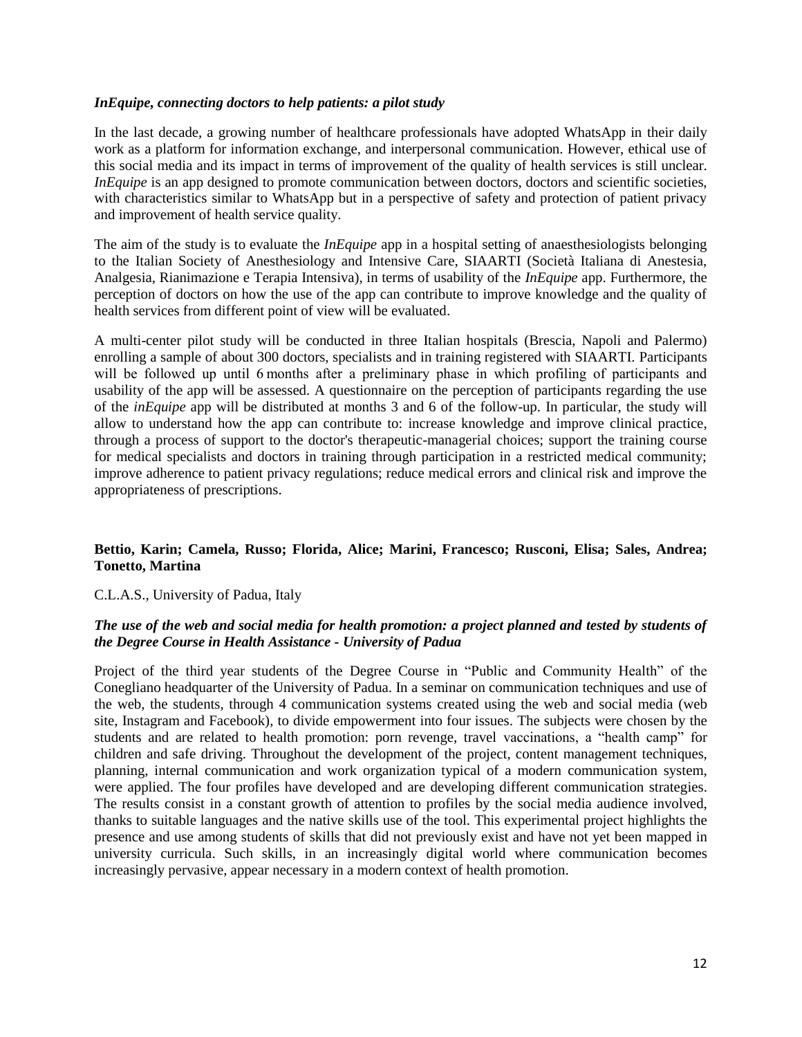***InEquipe, connecting doctors to help patients: a pilot study***

In the last decade, a growing number of healthcare professionals have adopted WhatsApp in their daily work as a platform for information exchange, and interpersonal communication. However, ethical use of this social media and its impact in terms of improvement of the quality of health services is still unclear. *InEquipe* is an app designed to promote communication between doctors, doctors and scientific societies, with characteristics similar to WhatsApp but in a perspective of safety and protection of patient privacy and improvement of health service quality.

The aim of the study is to evaluate the *InEquipe* app in a hospital setting of anaesthesiologists belonging to the Italian Society of Anesthesiology and Intensive Care, SIAARTI (Società Italiana di Anestesia, Analgesia, Rianimazione e Terapia Intensiva), in terms of usability of the *InEquipe* app. Furthermore, the perception of doctors on how the use of the app can contribute to improve knowledge and the quality of health services from different point of view will be evaluated.

A multi-center pilot study will be conducted in three Italian hospitals (Brescia, Napoli and Palermo) enrolling a sample of about 300 doctors, specialists and in training registered with SIAARTI. Participants will be followed up until 6 months after a preliminary phase in which profiling of participants and usability of the app will be assessed. A questionnaire on the perception of participants regarding the use of the *inEquipe* app will be distributed at months 3 and 6 of the follow-up. In particular, the study will allow to understand how the app can contribute to: increase knowledge and improve clinical practice, through a process of support to the doctor's therapeutic-managerial choices; support the training course for medical specialists and doctors in training through participation in a restricted medical community; improve adherence to patient privacy regulations; reduce medical errors and clinical risk and improve the appropriateness of prescriptions.

**Bettio, Karin; Camela, Russo; Florida, Alice; Marini, Francesco; Rusconi, Elisa; Sales, Andrea; Tonetto, Martina**

C.L.A.S., University of Padua, Italy

***The use of the web and social media for health promotion: a project planned and tested by students of the Degree Course in Health Assistance - University of Padua***

Project of the third year students of the Degree Course in "Public and Community Health" of the Conegliano headquarter of the University of Padua. In a seminar on communication techniques and use of the web, the students, through 4 communication systems created using the web and social media (web site, Instagram and Facebook), to divide empowerment into four issues. The subjects were chosen by the students and are related to health promotion: porn revenge, travel vaccinations, a "health camp" for children and safe driving. Throughout the development of the project, content management techniques, planning, internal communication and work organization typical of a modern communication system, were applied. The four profiles have developed and are developing different communication strategies. The results consist in a constant growth of attention to profiles by the social media audience involved, thanks to suitable languages and the native skills use of the tool. This experimental project highlights the presence and use among students of skills that did not previously exist and have not yet been mapped in university curricula. Such skills, in an increasingly digital world where communication becomes increasingly pervasive, appear necessary in a modern context of health promotion.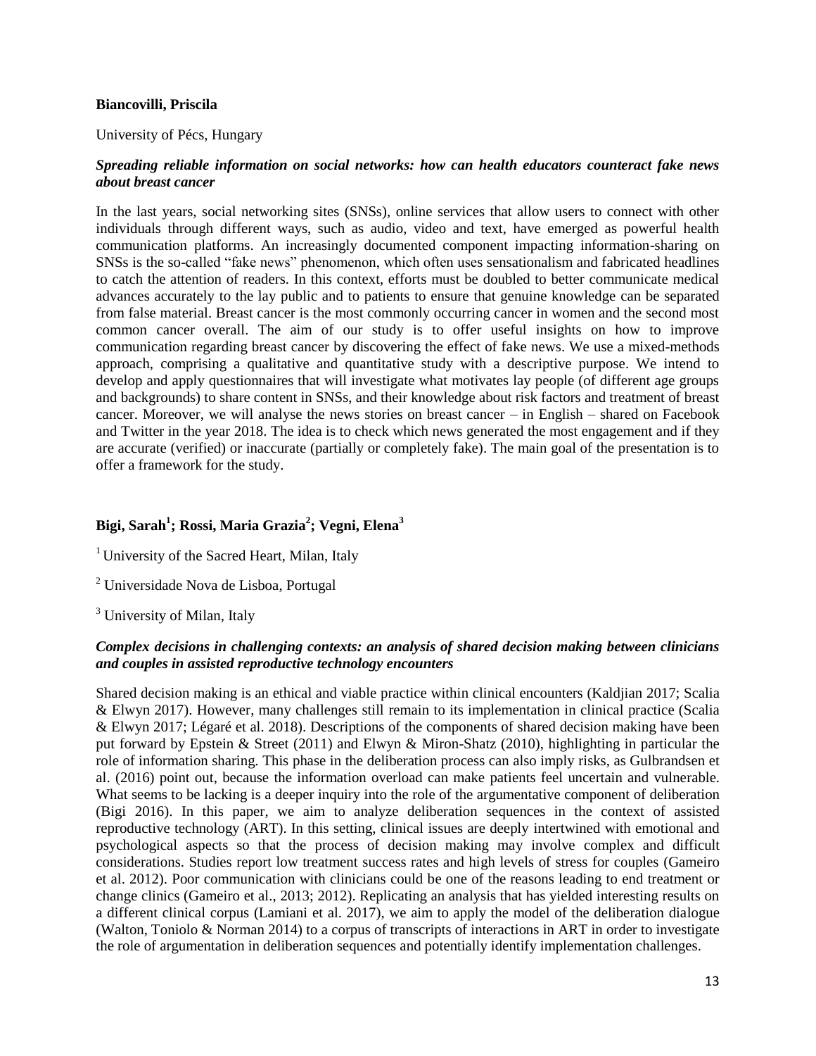**Biancovilli, Priscila**

University of Pécs, Hungary

***Spreading reliable information on social networks: how can health educators counteract fake news about breast cancer***

In the last years, social networking sites (SNSs), online services that allow users to connect with other individuals through different ways, such as audio, video and text, have emerged as powerful health communication platforms. An increasingly documented component impacting information-sharing on SNSs is the so-called "fake news" phenomenon, which often uses sensationalism and fabricated headlines to catch the attention of readers. In this context, efforts must be doubled to better communicate medical advances accurately to the lay public and to patients to ensure that genuine knowledge can be separated from false material. Breast cancer is the most commonly occurring cancer in women and the second most common cancer overall. The aim of our study is to offer useful insights on how to improve communication regarding breast cancer by discovering the effect of fake news. We use a mixed-methods approach, comprising a qualitative and quantitative study with a descriptive purpose. We intend to develop and apply questionnaires that will investigate what motivates lay people (of different age groups and backgrounds) to share content in SNSs, and their knowledge about risk factors and treatment of breast cancer. Moreover, we will analyse the news stories on breast cancer – in English – shared on Facebook and Twitter in the year 2018. The idea is to check which news generated the most engagement and if they are accurate (verified) or inaccurate (partially or completely fake). The main goal of the presentation is to offer a framework for the study.

**Bigi, Sarah[1]; Rossi, Maria Grazia[2]; Vegni, Elena[3]**

[1] University of the Sacred Heart, Milan, Italy

[2] Universidade Nova de Lisboa, Portugal

[3] University of Milan, Italy

***Complex decisions in challenging contexts: an analysis of shared decision making between clinicians and couples in assisted reproductive technology encounters***

Shared decision making is an ethical and viable practice within clinical encounters (Kaldjian 2017; Scalia & Elwyn 2017). However, many challenges still remain to its implementation in clinical practice (Scalia & Elwyn 2017; Légaré et al. 2018). Descriptions of the components of shared decision making have been put forward by Epstein & Street (2011) and Elwyn & Miron-Shatz (2010), highlighting in particular the role of information sharing. This phase in the deliberation process can also imply risks, as Gulbrandsen et al. (2016) point out, because the information overload can make patients feel uncertain and vulnerable. What seems to be lacking is a deeper inquiry into the role of the argumentative component of deliberation (Bigi 2016). In this paper, we aim to analyze deliberation sequences in the context of assisted reproductive technology (ART). In this setting, clinical issues are deeply intertwined with emotional and psychological aspects so that the process of decision making may involve complex and difficult considerations. Studies report low treatment success rates and high levels of stress for couples (Gameiro et al. 2012). Poor communication with clinicians could be one of the reasons leading to end treatment or change clinics (Gameiro et al., 2013; 2012). Replicating an analysis that has yielded interesting results on a different clinical corpus (Lamiani et al. 2017), we aim to apply the model of the deliberation dialogue (Walton, Toniolo & Norman 2014) to a corpus of transcripts of interactions in ART in order to investigate the role of argumentation in deliberation sequences and potentially identify implementation challenges.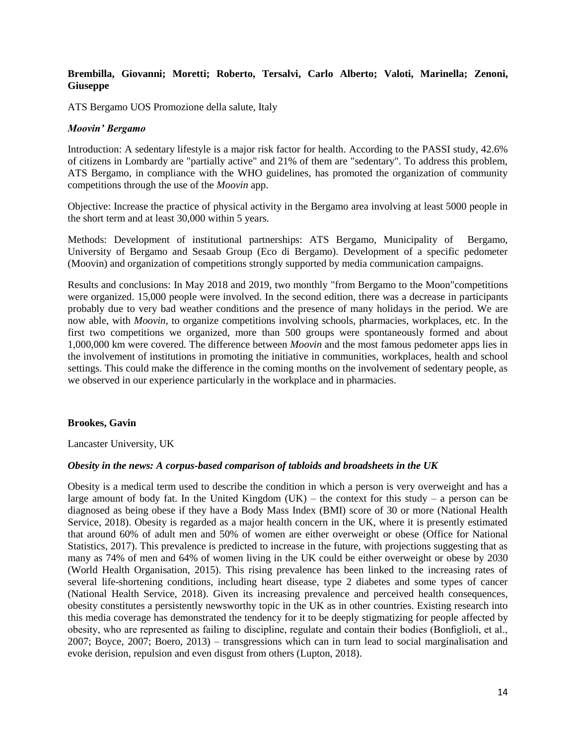**Brembilla, Giovanni; Moretti; Roberto, Tersalvi, Carlo Alberto; Valoti, Marinella; Zenoni, Giuseppe**

ATS Bergamo UOS Promozione della salute, Italy

### *Moovin' Bergamo*

Introduction: A sedentary lifestyle is a major risk factor for health. According to the PASSI study, 42.6% of citizens in Lombardy are "partially active" and 21% of them are "sedentary". To address this problem, ATS Bergamo, in compliance with the WHO guidelines, has promoted the organization of community competitions through the use of the *Moovin* app.

Objective: Increase the practice of physical activity in the Bergamo area involving at least 5000 people in the short term and at least 30,000 within 5 years.

Methods: Development of institutional partnerships: ATS Bergamo, Municipality of Bergamo, University of Bergamo and Sesaab Group (Eco di Bergamo). Development of a specific pedometer (Moovin) and organization of competitions strongly supported by media communication campaigns.

Results and conclusions: In May 2018 and 2019, two monthly "from Bergamo to the Moon"competitions were organized. 15,000 people were involved. In the second edition, there was a decrease in participants probably due to very bad weather conditions and the presence of many holidays in the period. We are now able, with *Moovin*, to organize competitions involving schools, pharmacies, workplaces, etc. In the first two competitions we organized, more than 500 groups were spontaneously formed and about 1,000,000 km were covered. The difference between *Moovin* and the most famous pedometer apps lies in the involvement of institutions in promoting the initiative in communities, workplaces, health and school settings. This could make the difference in the coming months on the involvement of sedentary people, as we observed in our experience particularly in the workplace and in pharmacies.

**Brookes, Gavin**

Lancaster University, UK

### *Obesity in the news: A corpus-based comparison of tabloids and broadsheets in the UK*

Obesity is a medical term used to describe the condition in which a person is very overweight and has a large amount of body fat. In the United Kingdom (UK) – the context for this study – a person can be diagnosed as being obese if they have a Body Mass Index (BMI) score of 30 or more (National Health Service, 2018). Obesity is regarded as a major health concern in the UK, where it is presently estimated that around 60% of adult men and 50% of women are either overweight or obese (Office for National Statistics, 2017). This prevalence is predicted to increase in the future, with projections suggesting that as many as 74% of men and 64% of women living in the UK could be either overweight or obese by 2030 (World Health Organisation, 2015). This rising prevalence has been linked to the increasing rates of several life-shortening conditions, including heart disease, type 2 diabetes and some types of cancer (National Health Service, 2018). Given its increasing prevalence and perceived health consequences, obesity constitutes a persistently newsworthy topic in the UK as in other countries. Existing research into this media coverage has demonstrated the tendency for it to be deeply stigmatizing for people affected by obesity, who are represented as failing to discipline, regulate and contain their bodies (Bonfiglioli, et al., 2007; Boyce, 2007; Boero, 2013) – transgressions which can in turn lead to social marginalisation and evoke derision, repulsion and even disgust from others (Lupton, 2018).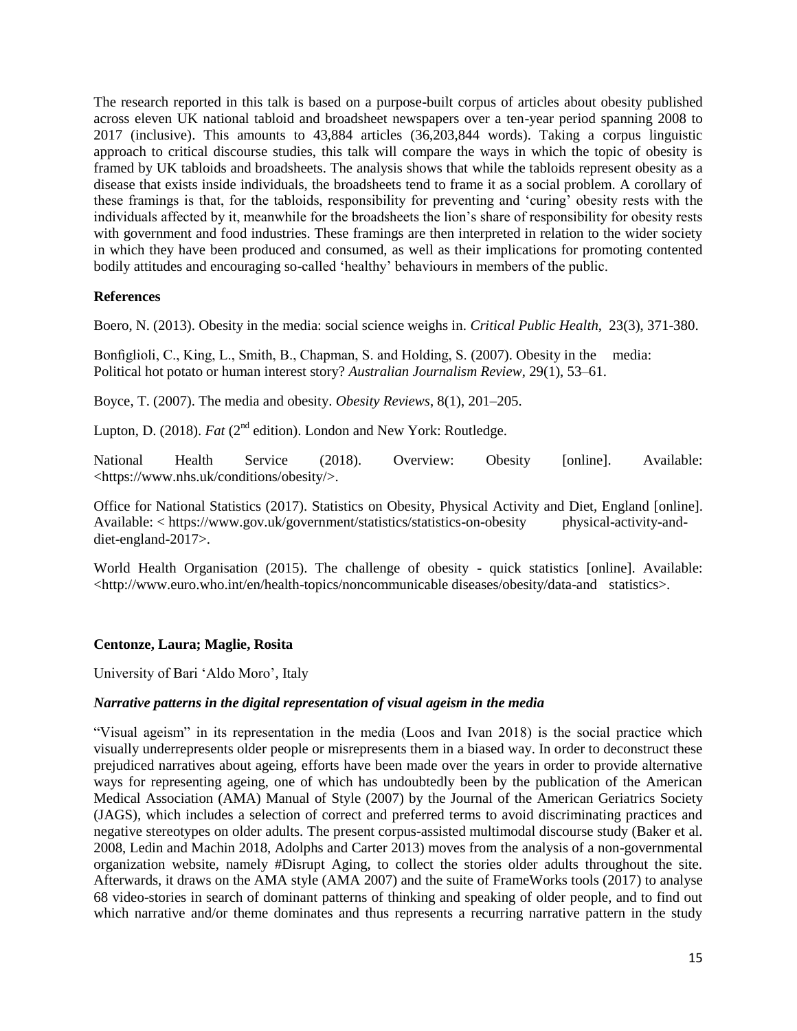The research reported in this talk is based on a purpose-built corpus of articles about obesity published across eleven UK national tabloid and broadsheet newspapers over a ten-year period spanning 2008 to 2017 (inclusive). This amounts to 43,884 articles (36,203,844 words). Taking a corpus linguistic approach to critical discourse studies, this talk will compare the ways in which the topic of obesity is framed by UK tabloids and broadsheets. The analysis shows that while the tabloids represent obesity as a disease that exists inside individuals, the broadsheets tend to frame it as a social problem. A corollary of these framings is that, for the tabloids, responsibility for preventing and 'curing' obesity rests with the individuals affected by it, meanwhile for the broadsheets the lion's share of responsibility for obesity rests with government and food industries. These framings are then interpreted in relation to the wider society in which they have been produced and consumed, as well as their implications for promoting contented bodily attitudes and encouraging so-called 'healthy' behaviours in members of the public.

**References**

Boero, N. (2013). Obesity in the media: social science weighs in. *Critical Public Health*, 23(3), 371-380.

Bonfiglioli, C., King, L., Smith, B., Chapman, S. and Holding, S. (2007). Obesity in the media: Political hot potato or human interest story? *Australian Journalism Review*, 29(1), 53–61.

Boyce, T. (2007). The media and obesity. *Obesity Reviews*, 8(1), 201–205.

Lupton, D. (2018). *Fat* (2nd edition). London and New York: Routledge.

National Health Service (2018). Overview: Obesity [online]. Available: <https://www.nhs.uk/conditions/obesity/>.

Office for National Statistics (2017). Statistics on Obesity, Physical Activity and Diet, England [online]. Available: < https://www.gov.uk/government/statistics/statistics-on-obesity physical-activity-and-diet-england-2017>.

World Health Organisation (2015). The challenge of obesity - quick statistics [online]. Available: <http://www.euro.who.int/en/health-topics/noncommunicable diseases/obesity/data-and statistics>.

**Centonze, Laura; Maglie, Rosita**

University of Bari 'Aldo Moro', Italy

***Narrative patterns in the digital representation of visual ageism in the media***

"Visual ageism" in its representation in the media (Loos and Ivan 2018) is the social practice which visually underrepresents older people or misrepresents them in a biased way. In order to deconstruct these prejudiced narratives about ageing, efforts have been made over the years in order to provide alternative ways for representing ageing, one of which has undoubtedly been by the publication of the American Medical Association (AMA) Manual of Style (2007) by the Journal of the American Geriatrics Society (JAGS), which includes a selection of correct and preferred terms to avoid discriminating practices and negative stereotypes on older adults. The present corpus-assisted multimodal discourse study (Baker et al. 2008, Ledin and Machin 2018, Adolphs and Carter 2013) moves from the analysis of a non-governmental organization website, namely #Disrupt Aging, to collect the stories older adults throughout the site. Afterwards, it draws on the AMA style (AMA 2007) and the suite of FrameWorks tools (2017) to analyse 68 video-stories in search of dominant patterns of thinking and speaking of older people, and to find out which narrative and/or theme dominates and thus represents a recurring narrative pattern in the study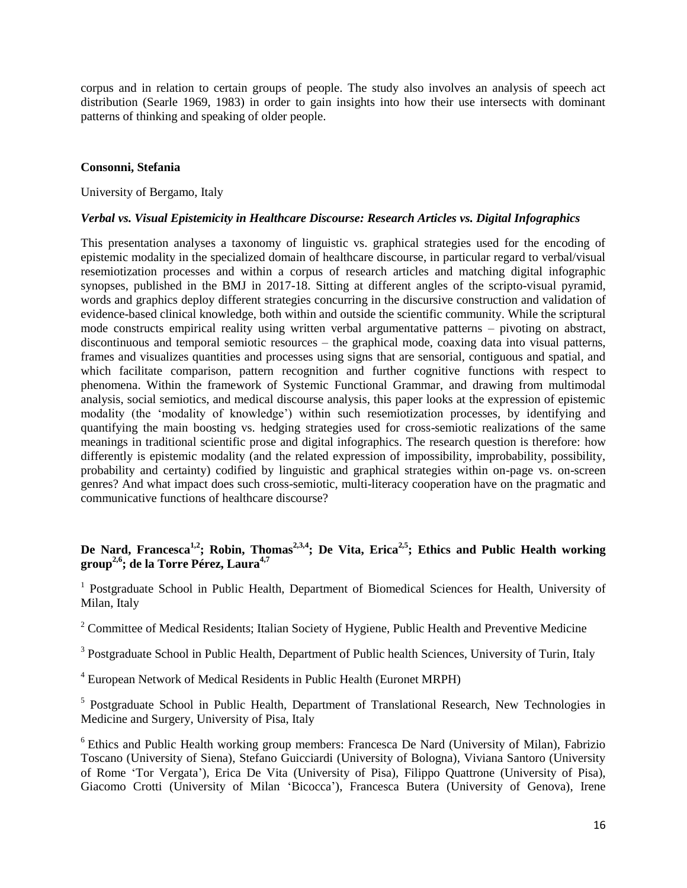corpus and in relation to certain groups of people. The study also involves an analysis of speech act distribution (Searle 1969, 1983) in order to gain insights into how their use intersects with dominant patterns of thinking and speaking of older people.

**Consonni, Stefania**

University of Bergamo, Italy

***Verbal vs. Visual Epistemicity in Healthcare Discourse: Research Articles vs. Digital Infographics***

This presentation analyses a taxonomy of linguistic vs. graphical strategies used for the encoding of epistemic modality in the specialized domain of healthcare discourse, in particular regard to verbal/visual resemiotization processes and within a corpus of research articles and matching digital infographic synopses, published in the BMJ in 2017-18. Sitting at different angles of the scripto-visual pyramid, words and graphics deploy different strategies concurring in the discursive construction and validation of evidence-based clinical knowledge, both within and outside the scientific community. While the scriptural mode constructs empirical reality using written verbal argumentative patterns – pivoting on abstract, discontinuous and temporal semiotic resources – the graphical mode, coaxing data into visual patterns, frames and visualizes quantities and processes using signs that are sensorial, contiguous and spatial, and which facilitate comparison, pattern recognition and further cognitive functions with respect to phenomena. Within the framework of Systemic Functional Grammar, and drawing from multimodal analysis, social semiotics, and medical discourse analysis, this paper looks at the expression of epistemic modality (the 'modality of knowledge') within such resemiotization processes, by identifying and quantifying the main boosting vs. hedging strategies used for cross-semiotic realizations of the same meanings in traditional scientific prose and digital infographics. The research question is therefore: how differently is epistemic modality (and the related expression of impossibility, improbability, possibility, probability and certainty) codified by linguistic and graphical strategies within on-page vs. on-screen genres? And what impact does such cross-semiotic, multi-literacy cooperation have on the pragmatic and communicative functions of healthcare discourse?

**De Nard, Francesca[1,2]; Robin, Thomas[2,3,4]; De Vita, Erica[2,5]; Ethics and Public Health working group[2,6]; de la Torre Pérez, Laura[4,7]**

[1] Postgraduate School in Public Health, Department of Biomedical Sciences for Health, University of Milan, Italy

[2] Committee of Medical Residents; Italian Society of Hygiene, Public Health and Preventive Medicine

[3] Postgraduate School in Public Health, Department of Public health Sciences, University of Turin, Italy

[4] European Network of Medical Residents in Public Health (Euronet MRPH)

[5] Postgraduate School in Public Health, Department of Translational Research, New Technologies in Medicine and Surgery, University of Pisa, Italy

[6] Ethics and Public Health working group members: Francesca De Nard (University of Milan), Fabrizio Toscano (University of Siena), Stefano Guicciardi (University of Bologna), Viviana Santoro (University of Rome 'Tor Vergata'), Erica De Vita (University of Pisa), Filippo Quattrone (University of Pisa), Giacomo Crotti (University of Milan 'Bicocca'), Francesca Butera (University of Genova), Irene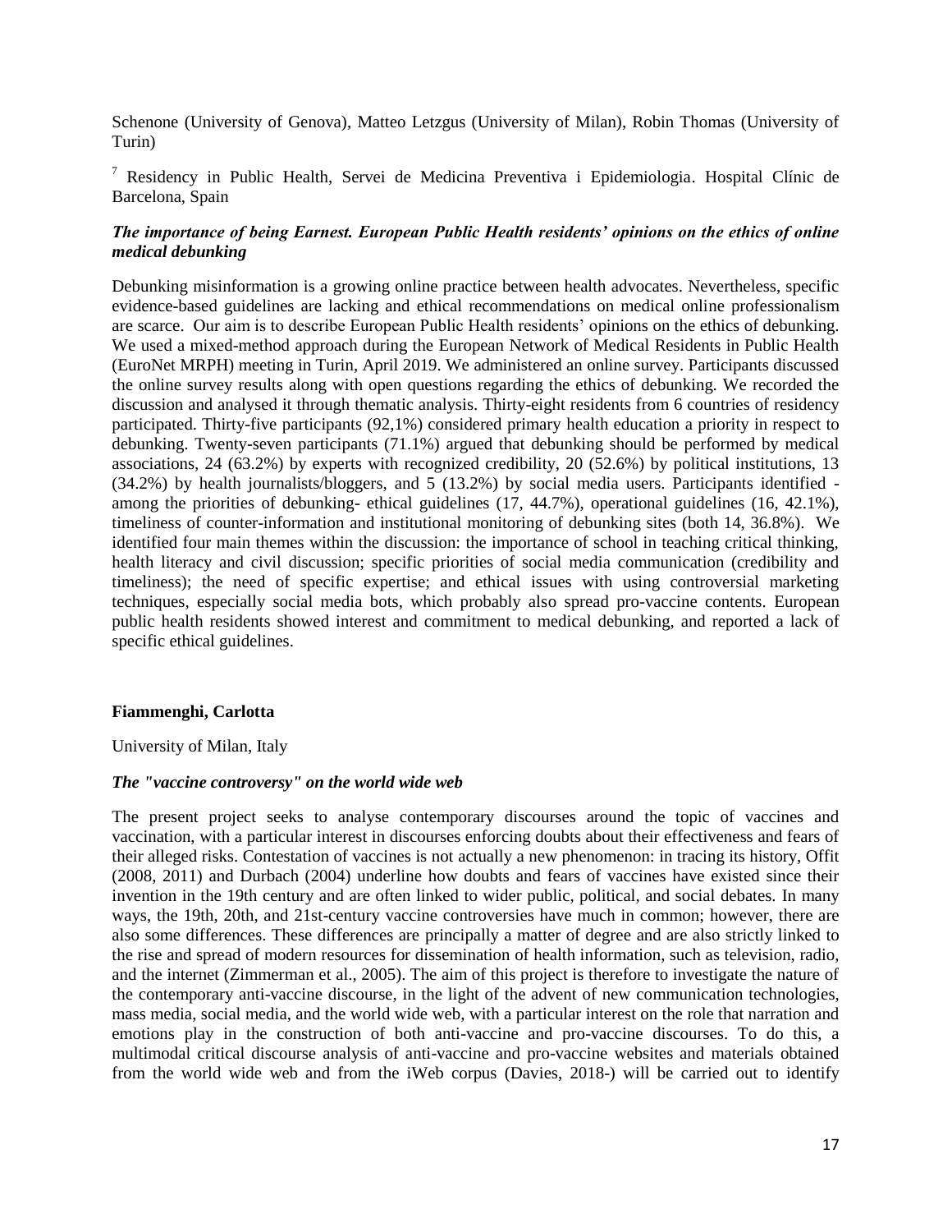Schenone (University of Genova), Matteo Letzgus (University of Milan), Robin Thomas (University of Turin)

[7] Residency in Public Health, Servei de Medicina Preventiva i Epidemiologia. Hospital Clínic de Barcelona, Spain

### *The importance of being Earnest. European Public Health residents' opinions on the ethics of online medical debunking*

Debunking misinformation is a growing online practice between health advocates. Nevertheless, specific evidence-based guidelines are lacking and ethical recommendations on medical online professionalism are scarce. Our aim is to describe European Public Health residents' opinions on the ethics of debunking. We used a mixed-method approach during the European Network of Medical Residents in Public Health (EuroNet MRPH) meeting in Turin, April 2019. We administered an online survey. Participants discussed the online survey results along with open questions regarding the ethics of debunking. We recorded the discussion and analysed it through thematic analysis. Thirty-eight residents from 6 countries of residency participated. Thirty-five participants (92,1%) considered primary health education a priority in respect to debunking. Twenty-seven participants (71.1%) argued that debunking should be performed by medical associations, 24 (63.2%) by experts with recognized credibility, 20 (52.6%) by political institutions, 13 (34.2%) by health journalists/bloggers, and 5 (13.2%) by social media users. Participants identified - among the priorities of debunking- ethical guidelines (17, 44.7%), operational guidelines (16, 42.1%), timeliness of counter-information and institutional monitoring of debunking sites (both 14, 36.8%). We identified four main themes within the discussion: the importance of school in teaching critical thinking, health literacy and civil discussion; specific priorities of social media communication (credibility and timeliness); the need of specific expertise; and ethical issues with using controversial marketing techniques, especially social media bots, which probably also spread pro-vaccine contents. European public health residents showed interest and commitment to medical debunking, and reported a lack of specific ethical guidelines.

**Fiammenghi, Carlotta**

University of Milan, Italy

### *The "vaccine controversy" on the world wide web*

The present project seeks to analyse contemporary discourses around the topic of vaccines and vaccination, with a particular interest in discourses enforcing doubts about their effectiveness and fears of their alleged risks. Contestation of vaccines is not actually a new phenomenon: in tracing its history, Offit (2008, 2011) and Durbach (2004) underline how doubts and fears of vaccines have existed since their invention in the 19th century and are often linked to wider public, political, and social debates. In many ways, the 19th, 20th, and 21st-century vaccine controversies have much in common; however, there are also some differences. These differences are principally a matter of degree and are also strictly linked to the rise and spread of modern resources for dissemination of health information, such as television, radio, and the internet (Zimmerman et al., 2005). The aim of this project is therefore to investigate the nature of the contemporary anti-vaccine discourse, in the light of the advent of new communication technologies, mass media, social media, and the world wide web, with a particular interest on the role that narration and emotions play in the construction of both anti-vaccine and pro-vaccine discourses. To do this, a multimodal critical discourse analysis of anti-vaccine and pro-vaccine websites and materials obtained from the world wide web and from the iWeb corpus (Davies, 2018-) will be carried out to identify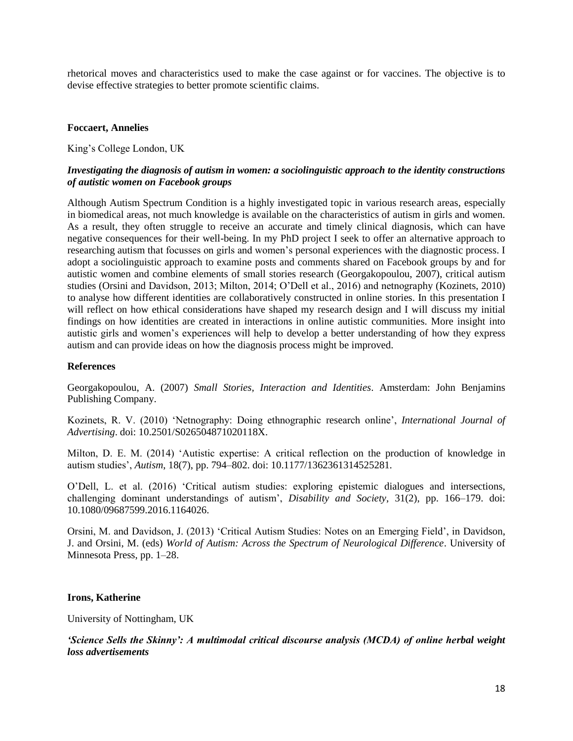rhetorical moves and characteristics used to make the case against or for vaccines. The objective is to devise effective strategies to better promote scientific claims.

**Foccaert, Annelies**

King's College London, UK

***Investigating the diagnosis of autism in women: a sociolinguistic approach to the identity constructions of autistic women on Facebook groups***

Although Autism Spectrum Condition is a highly investigated topic in various research areas, especially in biomedical areas, not much knowledge is available on the characteristics of autism in girls and women. As a result, they often struggle to receive an accurate and timely clinical diagnosis, which can have negative consequences for their well-being. In my PhD project I seek to offer an alternative approach to researching autism that focusses on girls and women's personal experiences with the diagnostic process. I adopt a sociolinguistic approach to examine posts and comments shared on Facebook groups by and for autistic women and combine elements of small stories research (Georgakopoulou, 2007), critical autism studies (Orsini and Davidson, 2013; Milton, 2014; O'Dell et al., 2016) and netnography (Kozinets, 2010) to analyse how different identities are collaboratively constructed in online stories. In this presentation I will reflect on how ethical considerations have shaped my research design and I will discuss my initial findings on how identities are created in interactions in online autistic communities. More insight into autistic girls and women's experiences will help to develop a better understanding of how they express autism and can provide ideas on how the diagnosis process might be improved.

**References**

Georgakopoulou, A. (2007) *Small Stories, Interaction and Identities*. Amsterdam: John Benjamins Publishing Company.

Kozinets, R. V. (2010) 'Netnography: Doing ethnographic research online', *International Journal of Advertising*. doi: 10.2501/S026504871020118X.

Milton, D. E. M. (2014) 'Autistic expertise: A critical reflection on the production of knowledge in autism studies', *Autism*, 18(7), pp. 794–802. doi: 10.1177/1362361314525281.

O'Dell, L. et al. (2016) 'Critical autism studies: exploring epistemic dialogues and intersections, challenging dominant understandings of autism', *Disability and Society*, 31(2), pp. 166–179. doi: 10.1080/09687599.2016.1164026.

Orsini, M. and Davidson, J. (2013) 'Critical Autism Studies: Notes on an Emerging Field', in Davidson, J. and Orsini, M. (eds) *World of Autism: Across the Spectrum of Neurological Difference*. University of Minnesota Press, pp. 1–28.

**Irons, Katherine**

University of Nottingham, UK

***'Science Sells the Skinny': A multimodal critical discourse analysis (MCDA) of online herbal weight loss advertisements***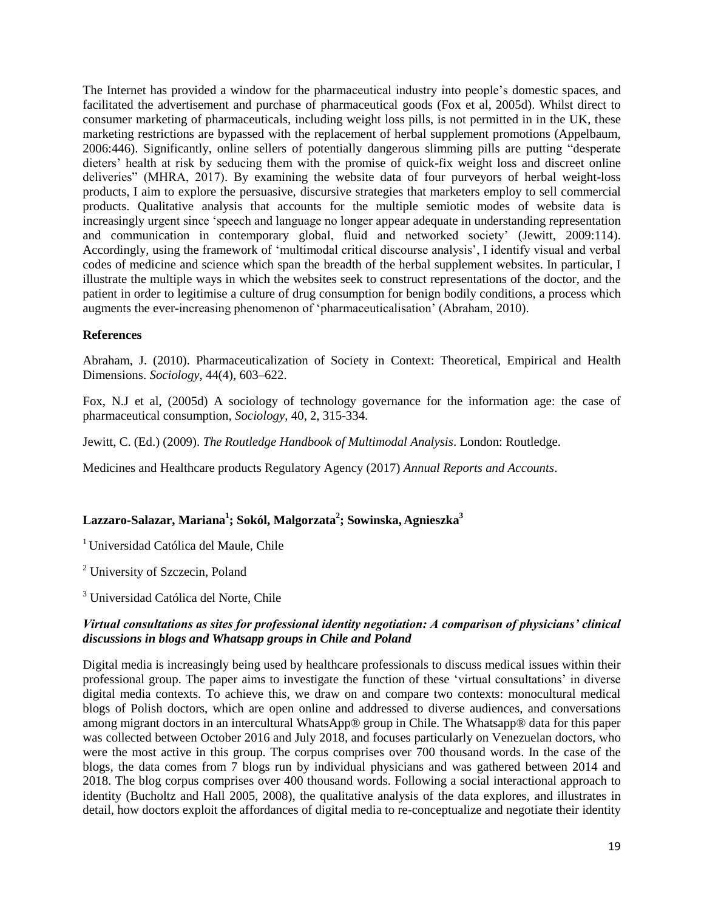The Internet has provided a window for the pharmaceutical industry into people's domestic spaces, and facilitated the advertisement and purchase of pharmaceutical goods (Fox et al, 2005d). Whilst direct to consumer marketing of pharmaceuticals, including weight loss pills, is not permitted in in the UK, these marketing restrictions are bypassed with the replacement of herbal supplement promotions (Appelbaum, 2006:446). Significantly, online sellers of potentially dangerous slimming pills are putting "desperate dieters' health at risk by seducing them with the promise of quick-fix weight loss and discreet online deliveries" (MHRA, 2017). By examining the website data of four purveyors of herbal weight-loss products, I aim to explore the persuasive, discursive strategies that marketers employ to sell commercial products. Qualitative analysis that accounts for the multiple semiotic modes of website data is increasingly urgent since 'speech and language no longer appear adequate in understanding representation and communication in contemporary global, fluid and networked society' (Jewitt, 2009:114). Accordingly, using the framework of 'multimodal critical discourse analysis', I identify visual and verbal codes of medicine and science which span the breadth of the herbal supplement websites. In particular, I illustrate the multiple ways in which the websites seek to construct representations of the doctor, and the patient in order to legitimise a culture of drug consumption for benign bodily conditions, a process which augments the ever-increasing phenomenon of 'pharmaceuticalisation' (Abraham, 2010).

**References**

Abraham, J. (2010). Pharmaceuticalization of Society in Context: Theoretical, Empirical and Health Dimensions. *Sociology*, 44(4), 603–622.

Fox, N.J et al, (2005d) A sociology of technology governance for the information age: the case of pharmaceutical consumption, *Sociology*, 40, 2, 315-334.

Jewitt, C. (Ed.) (2009). *The Routledge Handbook of Multimodal Analysis*. London: Routledge.

Medicines and Healthcare products Regulatory Agency (2017) *Annual Reports and Accounts*.

**Lazzaro-Salazar, Mariana[1]; Sokól, Malgorzata[2]; Sowinska, Agnieszka[3]**

[1] Universidad Católica del Maule, Chile

[2] University of Szczecin, Poland

[3] Universidad Católica del Norte, Chile

***Virtual consultations as sites for professional identity negotiation: A comparison of physicians' clinical discussions in blogs and Whatsapp groups in Chile and Poland***

Digital media is increasingly being used by healthcare professionals to discuss medical issues within their professional group. The paper aims to investigate the function of these 'virtual consultations' in diverse digital media contexts. To achieve this, we draw on and compare two contexts: monocultural medical blogs of Polish doctors, which are open online and addressed to diverse audiences, and conversations among migrant doctors in an intercultural WhatsApp® group in Chile. The Whatsapp® data for this paper was collected between October 2016 and July 2018, and focuses particularly on Venezuelan doctors, who were the most active in this group. The corpus comprises over 700 thousand words. In the case of the blogs, the data comes from 7 blogs run by individual physicians and was gathered between 2014 and 2018. The blog corpus comprises over 400 thousand words. Following a social interactional approach to identity (Bucholtz and Hall 2005, 2008), the qualitative analysis of the data explores, and illustrates in detail, how doctors exploit the affordances of digital media to re-conceptualize and negotiate their identity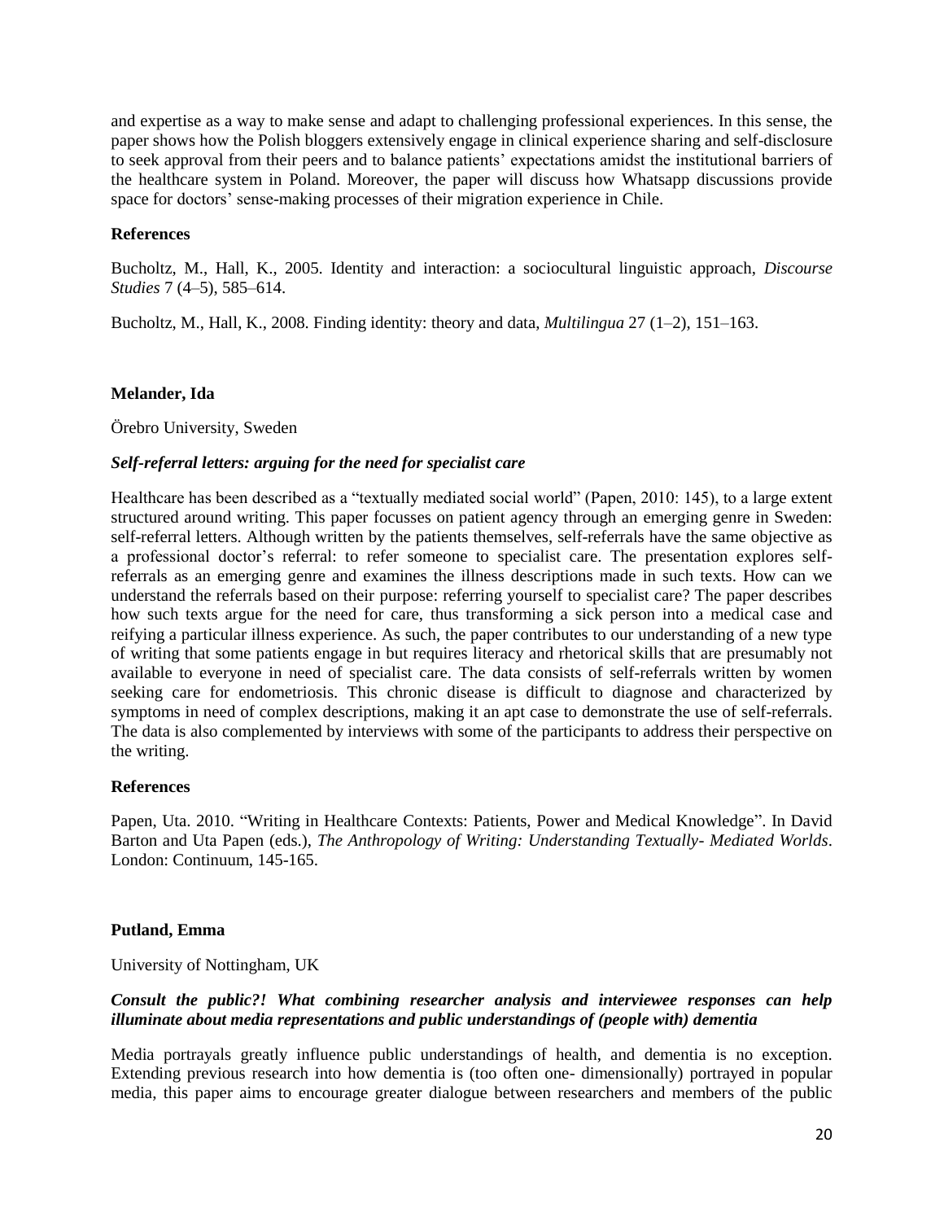and expertise as a way to make sense and adapt to challenging professional experiences. In this sense, the paper shows how the Polish bloggers extensively engage in clinical experience sharing and self-disclosure to seek approval from their peers and to balance patients' expectations amidst the institutional barriers of the healthcare system in Poland. Moreover, the paper will discuss how Whatsapp discussions provide space for doctors' sense-making processes of their migration experience in Chile.

**References**

Bucholtz, M., Hall, K., 2005. Identity and interaction: a sociocultural linguistic approach, *Discourse Studies* 7 (4–5), 585–614.

Bucholtz, M., Hall, K., 2008. Finding identity: theory and data, *Multilingua* 27 (1–2), 151–163.

**Melander, Ida**

Örebro University, Sweden

***Self-referral letters: arguing for the need for specialist care***

Healthcare has been described as a "textually mediated social world" (Papen, 2010: 145), to a large extent structured around writing. This paper focusses on patient agency through an emerging genre in Sweden: self-referral letters. Although written by the patients themselves, self-referrals have the same objective as a professional doctor's referral: to refer someone to specialist care. The presentation explores self-referrals as an emerging genre and examines the illness descriptions made in such texts. How can we understand the referrals based on their purpose: referring yourself to specialist care? The paper describes how such texts argue for the need for care, thus transforming a sick person into a medical case and reifying a particular illness experience. As such, the paper contributes to our understanding of a new type of writing that some patients engage in but requires literacy and rhetorical skills that are presumably not available to everyone in need of specialist care. The data consists of self-referrals written by women seeking care for endometriosis. This chronic disease is difficult to diagnose and characterized by symptoms in need of complex descriptions, making it an apt case to demonstrate the use of self-referrals. The data is also complemented by interviews with some of the participants to address their perspective on the writing.

**References**

Papen, Uta. 2010. "Writing in Healthcare Contexts: Patients, Power and Medical Knowledge". In David Barton and Uta Papen (eds.), *The Anthropology of Writing: Understanding Textually- Mediated Worlds*. London: Continuum, 145-165.

**Putland, Emma**

University of Nottingham, UK

***Consult the public?! What combining researcher analysis and interviewee responses can help illuminate about media representations and public understandings of (people with) dementia***

Media portrayals greatly influence public understandings of health, and dementia is no exception. Extending previous research into how dementia is (too often one- dimensionally) portrayed in popular media, this paper aims to encourage greater dialogue between researchers and members of the public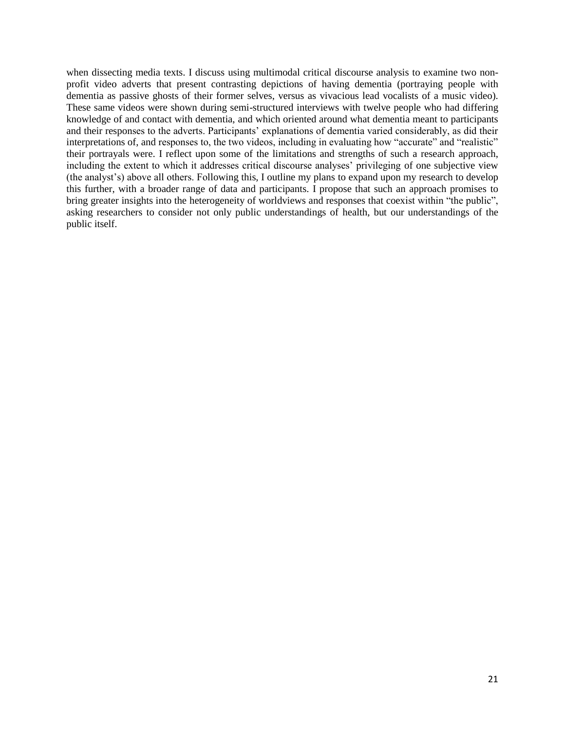when dissecting media texts. I discuss using multimodal critical discourse analysis to examine two non-profit video adverts that present contrasting depictions of having dementia (portraying people with dementia as passive ghosts of their former selves, versus as vivacious lead vocalists of a music video). These same videos were shown during semi-structured interviews with twelve people who had differing knowledge of and contact with dementia, and which oriented around what dementia meant to participants and their responses to the adverts. Participants' explanations of dementia varied considerably, as did their interpretations of, and responses to, the two videos, including in evaluating how "accurate" and "realistic" their portrayals were. I reflect upon some of the limitations and strengths of such a research approach, including the extent to which it addresses critical discourse analyses' privileging of one subjective view (the analyst's) above all others. Following this, I outline my plans to expand upon my research to develop this further, with a broader range of data and participants. I propose that such an approach promises to bring greater insights into the heterogeneity of worldviews and responses that coexist within "the public", asking researchers to consider not only public understandings of health, but our understandings of the public itself.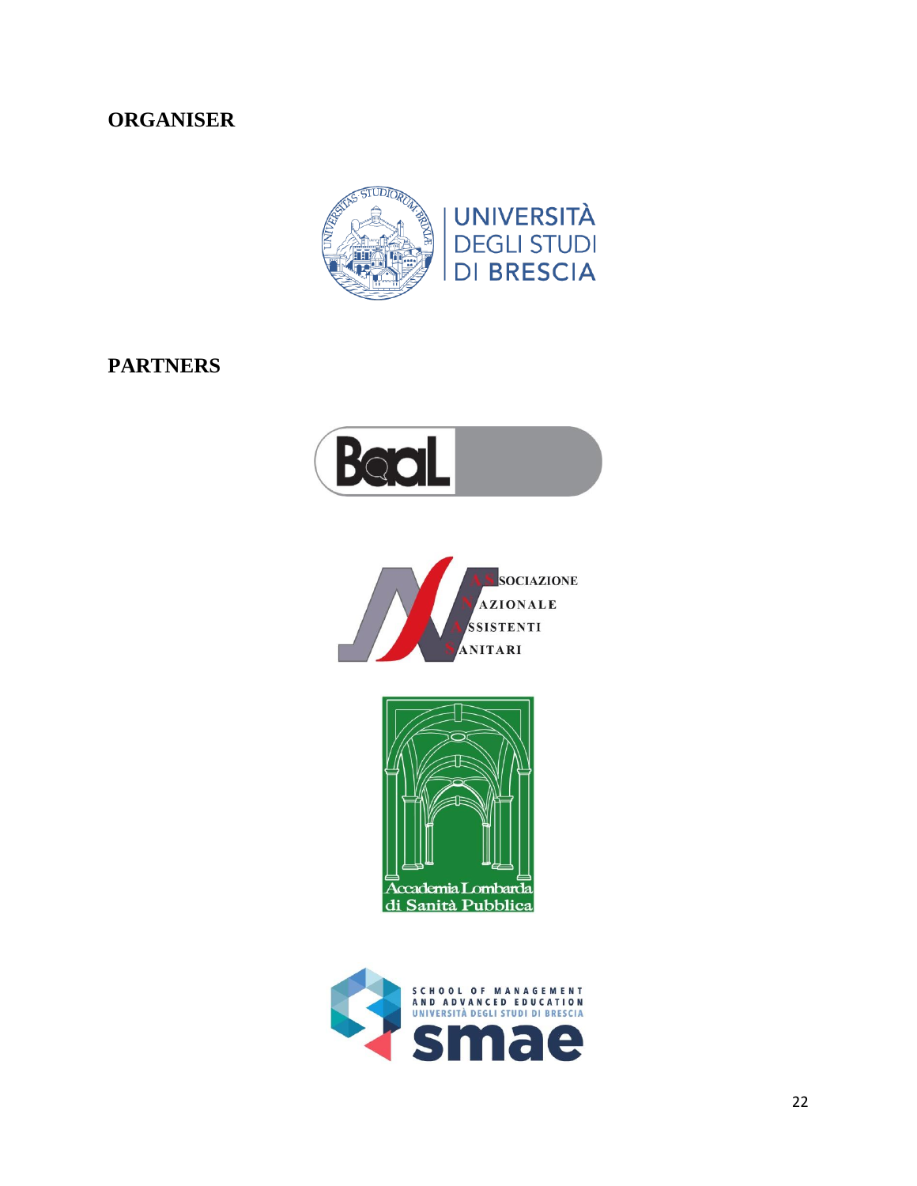**ORGANISER**

UNIVERSITÀ DEGLI STUDI DI BRESCIA

**PARTNERS**

BaaL

ASSOCIAZIONE NAZIONALE ASSISTENTI SANITARI

Accademia Lombarda di Sanità Pubblica

SCHOOL OF MANAGEMENT AND ADVANCED EDUCATION UNIVERSITÀ DEGLI STUDI DI BRESCIA smae